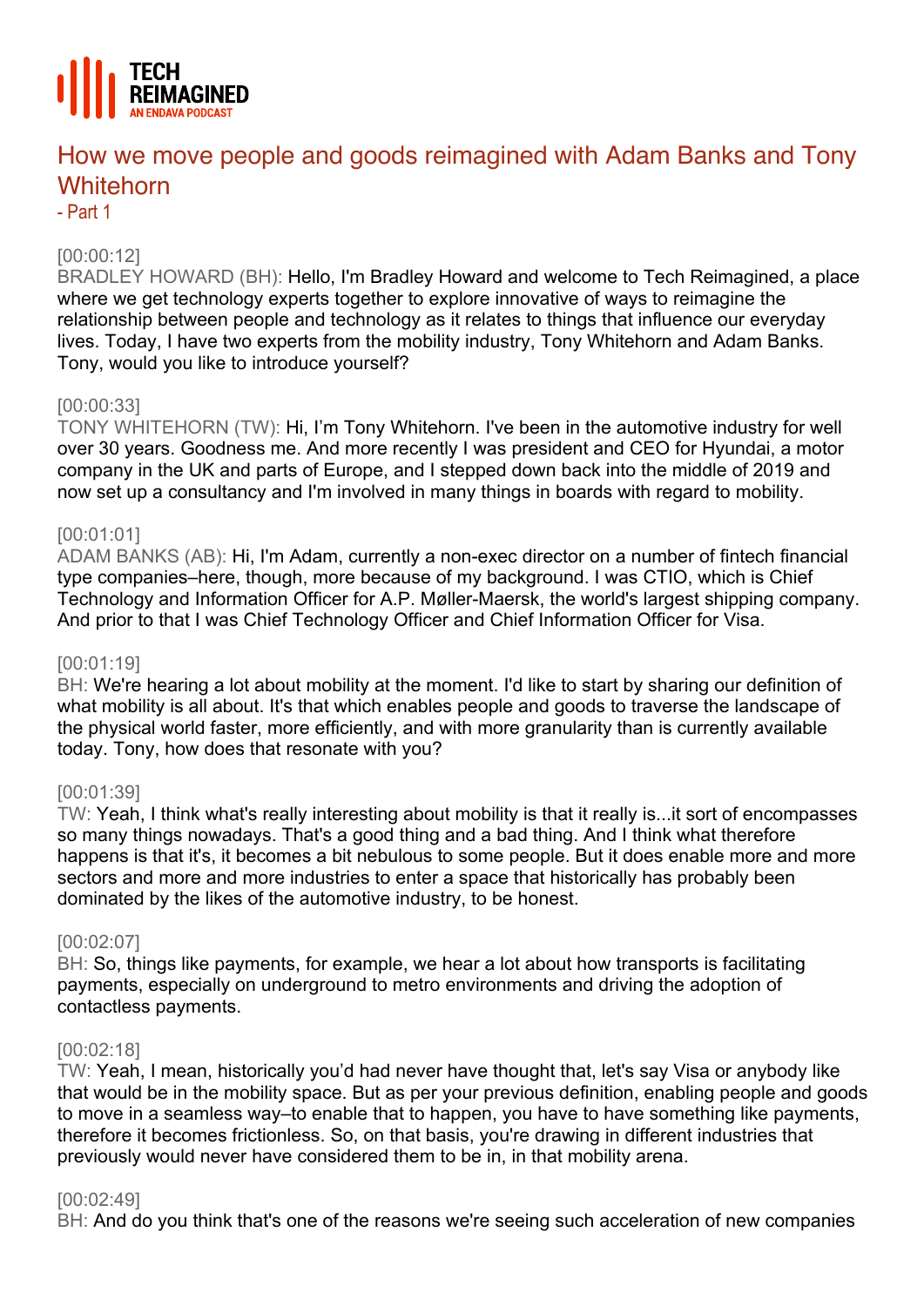TECH REIMAGINED
AN ENDAVA PODCAST

# How we move people and goods reimagined with Adam Banks and Tony Whitehorn

- Part 1

[00:00:12]
BRADLEY HOWARD (BH): Hello, I'm Bradley Howard and welcome to Tech Reimagined, a place where we get technology experts together to explore innovative of ways to reimagine the relationship between people and technology as it relates to things that influence our everyday lives. Today, I have two experts from the mobility industry, Tony Whitehorn and Adam Banks. Tony, would you like to introduce yourself?

[00:00:33]
TONY WHITEHORN (TW): Hi, I'm Tony Whitehorn. I've been in the automotive industry for well over 30 years. Goodness me. And more recently I was president and CEO for Hyundai, a motor company in the UK and parts of Europe, and I stepped down back into the middle of 2019 and now set up a consultancy and I'm involved in many things in boards with regard to mobility.

[00:01:01]
ADAM BANKS (AB): Hi, I'm Adam, currently a non-exec director on a number of fintech financial type companies–here, though, more because of my background. I was CTIO, which is Chief Technology and Information Officer for A.P. Møller-Maersk, the world's largest shipping company. And prior to that I was Chief Technology Officer and Chief Information Officer for Visa.

[00:01:19]
BH: We're hearing a lot about mobility at the moment. I'd like to start by sharing our definition of what mobility is all about. It's that which enables people and goods to traverse the landscape of the physical world faster, more efficiently, and with more granularity than is currently available today. Tony, how does that resonate with you?

[00:01:39]
TW: Yeah, I think what's really interesting about mobility is that it really is...it sort of encompasses so many things nowadays. That's a good thing and a bad thing. And I think what therefore happens is that it's, it becomes a bit nebulous to some people. But it does enable more and more sectors and more and more industries to enter a space that historically has probably been dominated by the likes of the automotive industry, to be honest.

[00:02:07]
BH: So, things like payments, for example, we hear a lot about how transports is facilitating payments, especially on underground to metro environments and driving the adoption of contactless payments.

[00:02:18]
TW: Yeah, I mean, historically you'd had never have thought that, let's say Visa or anybody like that would be in the mobility space. But as per your previous definition, enabling people and goods to move in a seamless way–to enable that to happen, you have to have something like payments, therefore it becomes frictionless. So, on that basis, you're drawing in different industries that previously would never have considered them to be in, in that mobility arena.

[00:02:49]
BH: And do you think that's one of the reasons we're seeing such acceleration of new companies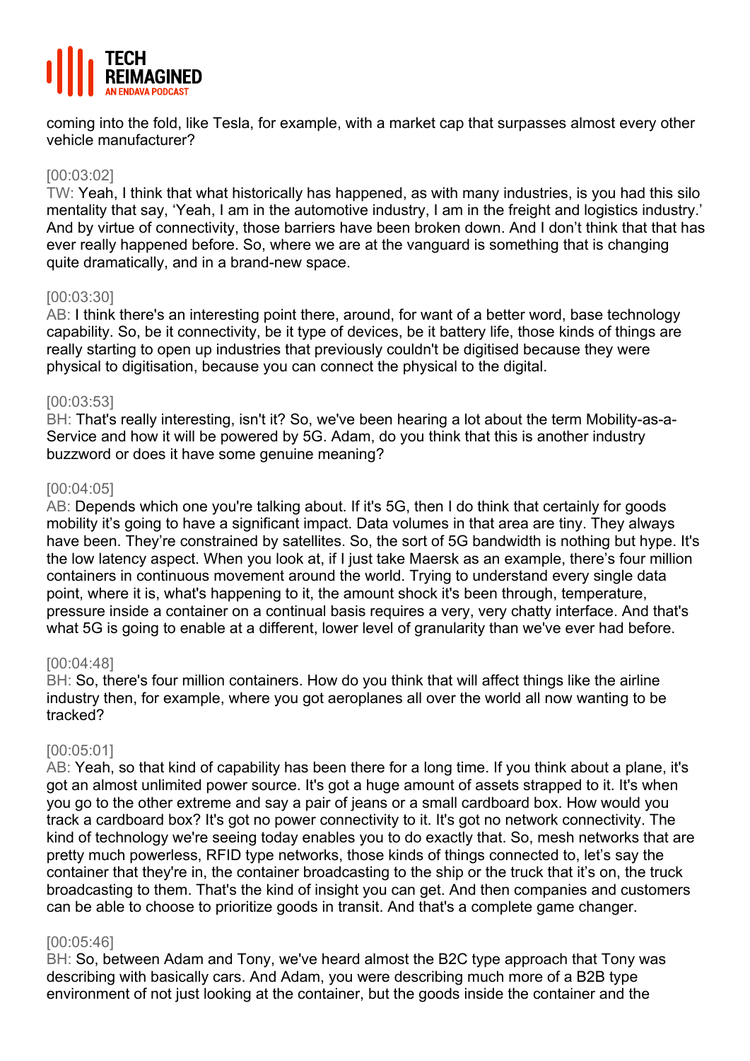coming into the fold, like Tesla, for example, with a market cap that surpasses almost every other vehicle manufacturer?

[00:03:02]
TW: Yeah, I think that what historically has happened, as with many industries, is you had this silo mentality that say, 'Yeah, I am in the automotive industry, I am in the freight and logistics industry.' And by virtue of connectivity, those barriers have been broken down. And I don't think that that has ever really happened before. So, where we are at the vanguard is something that is changing quite dramatically, and in a brand-new space.

[00:03:30]
AB: I think there's an interesting point there, around, for want of a better word, base technology capability. So, be it connectivity, be it type of devices, be it battery life, those kinds of things are really starting to open up industries that previously couldn't be digitised because they were physical to digitisation, because you can connect the physical to the digital.

[00:03:53]
BH: That's really interesting, isn't it? So, we've been hearing a lot about the term Mobility-as-a-Service and how it will be powered by 5G. Adam, do you think that this is another industry buzzword or does it have some genuine meaning?

[00:04:05]
AB: Depends which one you're talking about. If it's 5G, then I do think that certainly for goods mobility it's going to have a significant impact. Data volumes in that area are tiny. They always have been. They're constrained by satellites. So, the sort of 5G bandwidth is nothing but hype. It's the low latency aspect. When you look at, if I just take Maersk as an example, there's four million containers in continuous movement around the world. Trying to understand every single data point, where it is, what's happening to it, the amount shock it's been through, temperature, pressure inside a container on a continual basis requires a very, very chatty interface. And that's what 5G is going to enable at a different, lower level of granularity than we've ever had before.

[00:04:48]
BH: So, there's four million containers. How do you think that will affect things like the airline industry then, for example, where you got aeroplanes all over the world all now wanting to be tracked?

[00:05:01]
AB: Yeah, so that kind of capability has been there for a long time. If you think about a plane, it's got an almost unlimited power source. It's got a huge amount of assets strapped to it. It's when you go to the other extreme and say a pair of jeans or a small cardboard box. How would you track a cardboard box? It's got no power connectivity to it. It's got no network connectivity. The kind of technology we're seeing today enables you to do exactly that. So, mesh networks that are pretty much powerless, RFID type networks, those kinds of things connected to, let's say the container that they're in, the container broadcasting to the ship or the truck that it's on, the truck broadcasting to them. That's the kind of insight you can get. And then companies and customers can be able to choose to prioritize goods in transit. And that's a complete game changer.

[00:05:46]
BH: So, between Adam and Tony, we've heard almost the B2C type approach that Tony was describing with basically cars. And Adam, you were describing much more of a B2B type environment of not just looking at the container, but the goods inside the container and the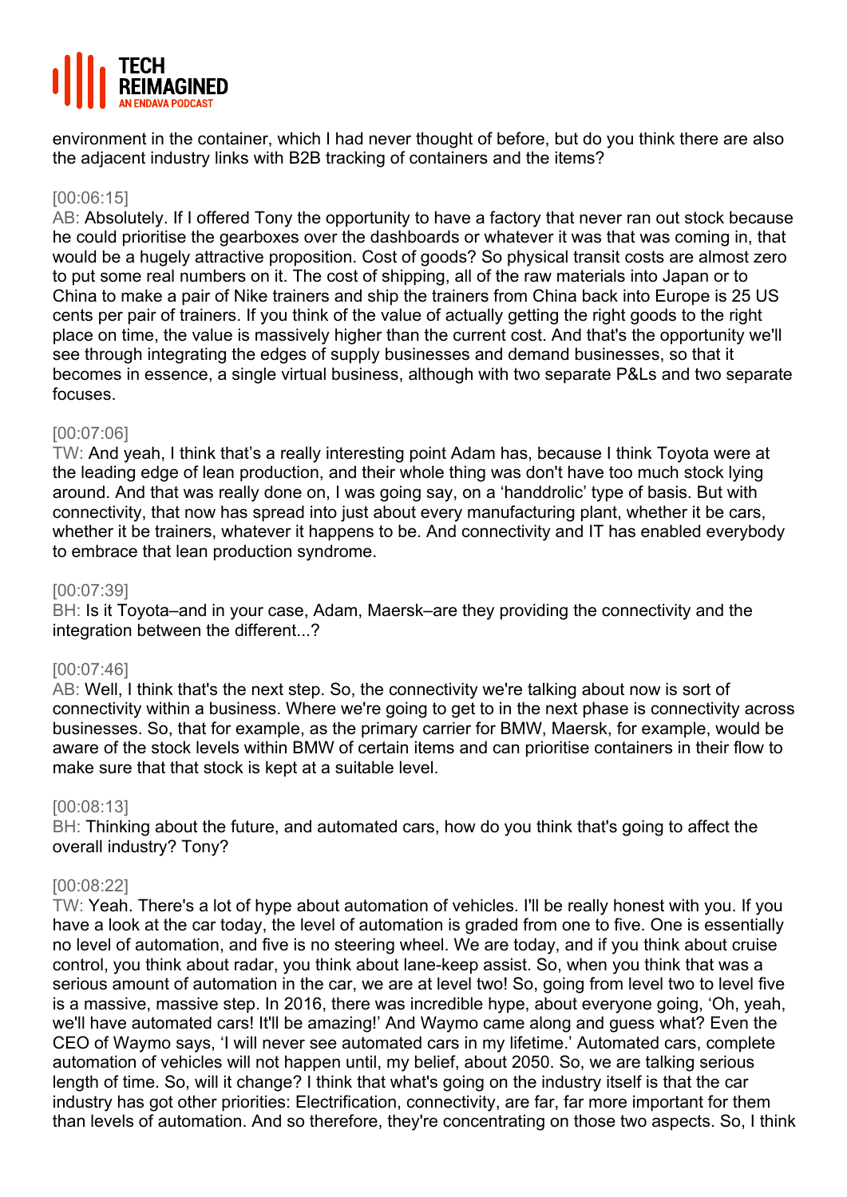environment in the container, which I had never thought of before, but do you think there are also the adjacent industry links with B2B tracking of containers and the items?

[00:06:15]
AB: Absolutely. If I offered Tony the opportunity to have a factory that never ran out stock because he could prioritise the gearboxes over the dashboards or whatever it was that was coming in, that would be a hugely attractive proposition. Cost of goods? So physical transit costs are almost zero to put some real numbers on it. The cost of shipping, all of the raw materials into Japan or to China to make a pair of Nike trainers and ship the trainers from China back into Europe is 25 US cents per pair of trainers. If you think of the value of actually getting the right goods to the right place on time, the value is massively higher than the current cost. And that's the opportunity we'll see through integrating the edges of supply businesses and demand businesses, so that it becomes in essence, a single virtual business, although with two separate P&Ls and two separate focuses.

[00:07:06]
TW: And yeah, I think that's a really interesting point Adam has, because I think Toyota were at the leading edge of lean production, and their whole thing was don't have too much stock lying around. And that was really done on, I was going say, on a 'handdrolic' type of basis. But with connectivity, that now has spread into just about every manufacturing plant, whether it be cars, whether it be trainers, whatever it happens to be. And connectivity and IT has enabled everybody to embrace that lean production syndrome.

[00:07:39]
BH: Is it Toyota–and in your case, Adam, Maersk–are they providing the connectivity and the integration between the different...?

[00:07:46]
AB: Well, I think that's the next step. So, the connectivity we're talking about now is sort of connectivity within a business. Where we're going to get to in the next phase is connectivity across businesses. So, that for example, as the primary carrier for BMW, Maersk, for example, would be aware of the stock levels within BMW of certain items and can prioritise containers in their flow to make sure that that stock is kept at a suitable level.

[00:08:13]
BH: Thinking about the future, and automated cars, how do you think that's going to affect the overall industry? Tony?

[00:08:22]
TW: Yeah. There's a lot of hype about automation of vehicles. I'll be really honest with you. If you have a look at the car today, the level of automation is graded from one to five. One is essentially no level of automation, and five is no steering wheel. We are today, and if you think about cruise control, you think about radar, you think about lane-keep assist. So, when you think that was a serious amount of automation in the car, we are at level two! So, going from level two to level five is a massive, massive step. In 2016, there was incredible hype, about everyone going, 'Oh, yeah, we'll have automated cars! It'll be amazing!' And Waymo came along and guess what? Even the CEO of Waymo says, 'I will never see automated cars in my lifetime.' Automated cars, complete automation of vehicles will not happen until, my belief, about 2050. So, we are talking serious length of time. So, will it change? I think that what's going on the industry itself is that the car industry has got other priorities: Electrification, connectivity, are far, far more important for them than levels of automation. And so therefore, they're concentrating on those two aspects. So, I think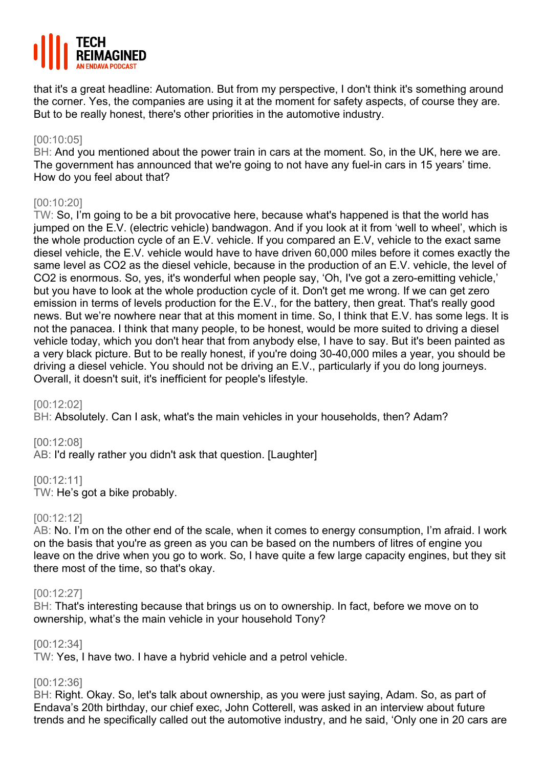that it's a great headline: Automation. But from my perspective, I don't think it's something around the corner. Yes, the companies are using it at the moment for safety aspects, of course they are. But to be really honest, there's other priorities in the automotive industry.

[00:10:05]
BH: And you mentioned about the power train in cars at the moment. So, in the UK, here we are. The government has announced that we're going to not have any fuel-in cars in 15 years' time. How do you feel about that?

[00:10:20]
TW: So, I'm going to be a bit provocative here, because what's happened is that the world has jumped on the E.V. (electric vehicle) bandwagon. And if you look at it from 'well to wheel', which is the whole production cycle of an E.V. vehicle. If you compared an E.V, vehicle to the exact same diesel vehicle, the E.V. vehicle would have to have driven 60,000 miles before it comes exactly the same level as CO2 as the diesel vehicle, because in the production of an E.V. vehicle, the level of CO2 is enormous. So, yes, it's wonderful when people say, 'Oh, I've got a zero-emitting vehicle,' but you have to look at the whole production cycle of it. Don't get me wrong. If we can get zero emission in terms of levels production for the E.V., for the battery, then great. That's really good news. But we're nowhere near that at this moment in time. So, I think that E.V. has some legs. It is not the panacea. I think that many people, to be honest, would be more suited to driving a diesel vehicle today, which you don't hear that from anybody else, I have to say. But it's been painted as a very black picture. But to be really honest, if you're doing 30-40,000 miles a year, you should be driving a diesel vehicle. You should not be driving an E.V., particularly if you do long journeys. Overall, it doesn't suit, it's inefficient for people's lifestyle.

[00:12:02]
BH: Absolutely. Can I ask, what's the main vehicles in your households, then? Adam?

[00:12:08]
AB: I'd really rather you didn't ask that question. [Laughter]

[00:12:11]
TW: He's got a bike probably.

[00:12:12]
AB: No. I'm on the other end of the scale, when it comes to energy consumption, I'm afraid. I work on the basis that you're as green as you can be based on the numbers of litres of engine you leave on the drive when you go to work. So, I have quite a few large capacity engines, but they sit there most of the time, so that's okay.

[00:12:27]
BH: That's interesting because that brings us on to ownership. In fact, before we move on to ownership, what's the main vehicle in your household Tony?

[00:12:34]
TW: Yes, I have two. I have a hybrid vehicle and a petrol vehicle.

[00:12:36]
BH: Right. Okay. So, let's talk about ownership, as you were just saying, Adam. So, as part of Endava's 20th birthday, our chief exec, John Cotterell, was asked in an interview about future trends and he specifically called out the automotive industry, and he said, 'Only one in 20 cars are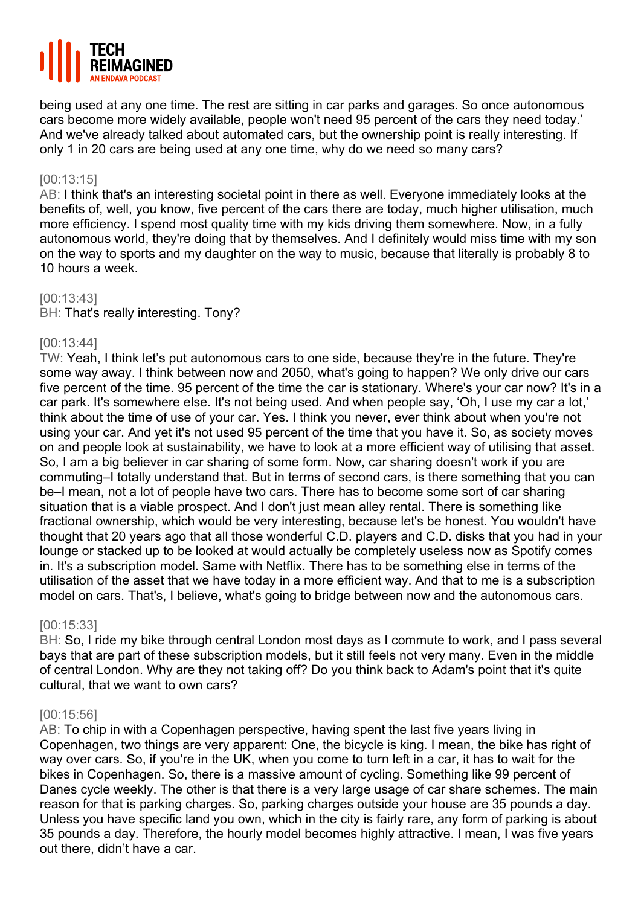being used at any one time. The rest are sitting in car parks and garages. So once autonomous cars become more widely available, people won't need 95 percent of the cars they need today.' And we've already talked about automated cars, but the ownership point is really interesting. If only 1 in 20 cars are being used at any one time, why do we need so many cars?

[00:13:15]
AB: I think that's an interesting societal point in there as well. Everyone immediately looks at the benefits of, well, you know, five percent of the cars there are today, much higher utilisation, much more efficiency. I spend most quality time with my kids driving them somewhere. Now, in a fully autonomous world, they're doing that by themselves. And I definitely would miss time with my son on the way to sports and my daughter on the way to music, because that literally is probably 8 to 10 hours a week.

[00:13:43]
BH: That's really interesting. Tony?

[00:13:44]
TW: Yeah, I think let's put autonomous cars to one side, because they're in the future. They're some way away. I think between now and 2050, what's going to happen? We only drive our cars five percent of the time. 95 percent of the time the car is stationary. Where's your car now? It's in a car park. It's somewhere else. It's not being used. And when people say, 'Oh, I use my car a lot,' think about the time of use of your car. Yes. I think you never, ever think about when you're not using your car. And yet it's not used 95 percent of the time that you have it. So, as society moves on and people look at sustainability, we have to look at a more efficient way of utilising that asset. So, I am a big believer in car sharing of some form. Now, car sharing doesn't work if you are commuting–I totally understand that. But in terms of second cars, is there something that you can be–I mean, not a lot of people have two cars. There has to become some sort of car sharing situation that is a viable prospect. And I don't just mean alley rental. There is something like fractional ownership, which would be very interesting, because let's be honest. You wouldn't have thought that 20 years ago that all those wonderful C.D. players and C.D. disks that you had in your lounge or stacked up to be looked at would actually be completely useless now as Spotify comes in. It's a subscription model. Same with Netflix. There has to be something else in terms of the utilisation of the asset that we have today in a more efficient way. And that to me is a subscription model on cars. That's, I believe, what's going to bridge between now and the autonomous cars.

[00:15:33]
BH: So, I ride my bike through central London most days as I commute to work, and I pass several bays that are part of these subscription models, but it still feels not very many. Even in the middle of central London. Why are they not taking off? Do you think back to Adam's point that it's quite cultural, that we want to own cars?

[00:15:56]
AB: To chip in with a Copenhagen perspective, having spent the last five years living in Copenhagen, two things are very apparent: One, the bicycle is king. I mean, the bike has right of way over cars. So, if you're in the UK, when you come to turn left in a car, it has to wait for the bikes in Copenhagen. So, there is a massive amount of cycling. Something like 99 percent of Danes cycle weekly. The other is that there is a very large usage of car share schemes. The main reason for that is parking charges. So, parking charges outside your house are 35 pounds a day. Unless you have specific land you own, which in the city is fairly rare, any form of parking is about 35 pounds a day. Therefore, the hourly model becomes highly attractive. I mean, I was five years out there, didn't have a car.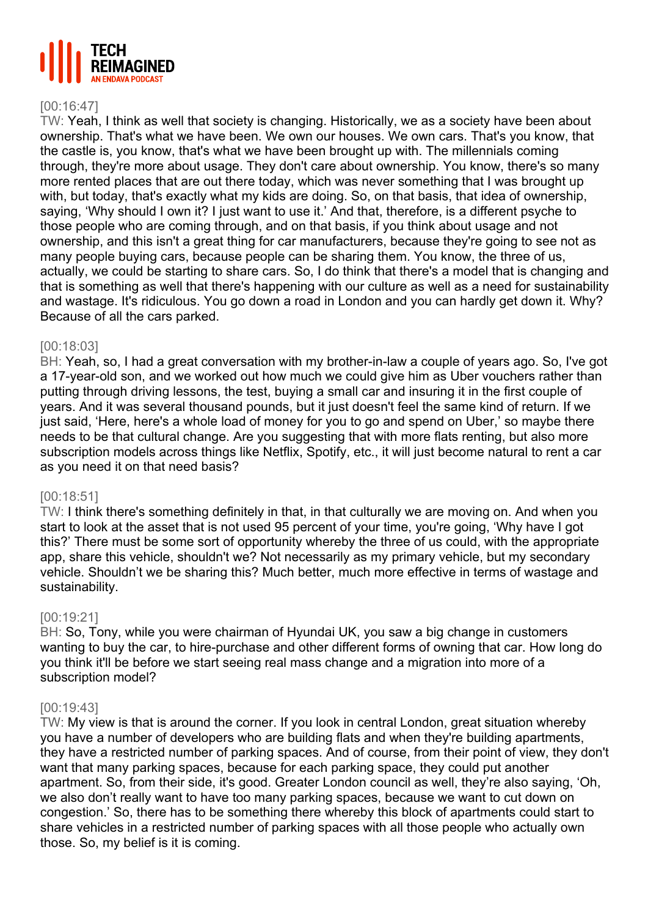[00:16:47]
TW: Yeah, I think as well that society is changing. Historically, we as a society have been about ownership. That's what we have been. We own our houses. We own cars. That's you know, that the castle is, you know, that's what we have been brought up with. The millennials coming through, they're more about usage. They don't care about ownership. You know, there's so many more rented places that are out there today, which was never something that I was brought up with, but today, that's exactly what my kids are doing. So, on that basis, that idea of ownership, saying, 'Why should I own it? I just want to use it.' And that, therefore, is a different psyche to those people who are coming through, and on that basis, if you think about usage and not ownership, and this isn't a great thing for car manufacturers, because they're going to see not as many people buying cars, because people can be sharing them. You know, the three of us, actually, we could be starting to share cars. So, I do think that there's a model that is changing and that is something as well that there's happening with our culture as well as a need for sustainability and wastage. It's ridiculous. You go down a road in London and you can hardly get down it. Why? Because of all the cars parked.

[00:18:03]
BH: Yeah, so, I had a great conversation with my brother-in-law a couple of years ago. So, I've got a 17-year-old son, and we worked out how much we could give him as Uber vouchers rather than putting through driving lessons, the test, buying a small car and insuring it in the first couple of years. And it was several thousand pounds, but it just doesn't feel the same kind of return. If we just said, 'Here, here's a whole load of money for you to go and spend on Uber,' so maybe there needs to be that cultural change. Are you suggesting that with more flats renting, but also more subscription models across things like Netflix, Spotify, etc., it will just become natural to rent a car as you need it on that need basis?

[00:18:51]
TW: I think there's something definitely in that, in that culturally we are moving on. And when you start to look at the asset that is not used 95 percent of your time, you're going, 'Why have I got this?' There must be some sort of opportunity whereby the three of us could, with the appropriate app, share this vehicle, shouldn't we? Not necessarily as my primary vehicle, but my secondary vehicle. Shouldn't we be sharing this? Much better, much more effective in terms of wastage and sustainability.

[00:19:21]
BH: So, Tony, while you were chairman of Hyundai UK, you saw a big change in customers wanting to buy the car, to hire-purchase and other different forms of owning that car. How long do you think it'll be before we start seeing real mass change and a migration into more of a subscription model?

[00:19:43]
TW: My view is that is around the corner. If you look in central London, great situation whereby you have a number of developers who are building flats and when they're building apartments, they have a restricted number of parking spaces. And of course, from their point of view, they don't want that many parking spaces, because for each parking space, they could put another apartment. So, from their side, it's good. Greater London council as well, they're also saying, 'Oh, we also don't really want to have too many parking spaces, because we want to cut down on congestion.' So, there has to be something there whereby this block of apartments could start to share vehicles in a restricted number of parking spaces with all those people who actually own those. So, my belief is it is coming.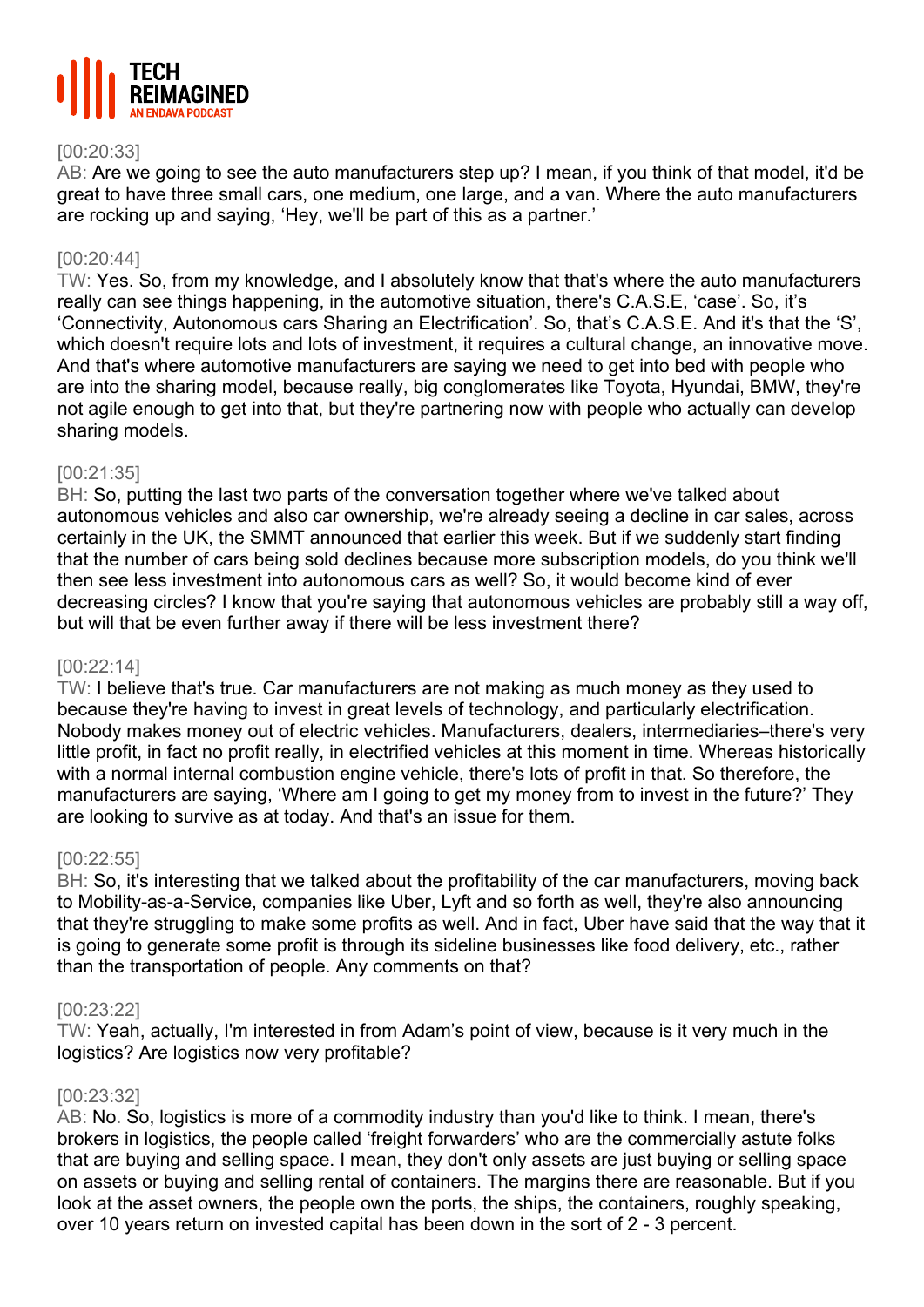[00:20:33]
AB: Are we going to see the auto manufacturers step up? I mean, if you think of that model, it'd be great to have three small cars, one medium, one large, and a van. Where the auto manufacturers are rocking up and saying, 'Hey, we'll be part of this as a partner.'

[00:20:44]
TW: Yes. So, from my knowledge, and I absolutely know that that's where the auto manufacturers really can see things happening, in the automotive situation, there's C.A.S.E, 'case'. So, it's 'Connectivity, Autonomous cars Sharing an Electrification'. So, that's C.A.S.E. And it's that the 'S', which doesn't require lots and lots of investment, it requires a cultural change, an innovative move. And that's where automotive manufacturers are saying we need to get into bed with people who are into the sharing model, because really, big conglomerates like Toyota, Hyundai, BMW, they're not agile enough to get into that, but they're partnering now with people who actually can develop sharing models.

[00:21:35]
BH: So, putting the last two parts of the conversation together where we've talked about autonomous vehicles and also car ownership, we're already seeing a decline in car sales, across certainly in the UK, the SMMT announced that earlier this week. But if we suddenly start finding that the number of cars being sold declines because more subscription models, do you think we'll then see less investment into autonomous cars as well? So, it would become kind of ever decreasing circles? I know that you're saying that autonomous vehicles are probably still a way off, but will that be even further away if there will be less investment there?

[00:22:14]
TW: I believe that's true. Car manufacturers are not making as much money as they used to because they're having to invest in great levels of technology, and particularly electrification. Nobody makes money out of electric vehicles. Manufacturers, dealers, intermediaries–there's very little profit, in fact no profit really, in electrified vehicles at this moment in time. Whereas historically with a normal internal combustion engine vehicle, there's lots of profit in that. So therefore, the manufacturers are saying, 'Where am I going to get my money from to invest in the future?' They are looking to survive as at today. And that's an issue for them.

[00:22:55]
BH: So, it's interesting that we talked about the profitability of the car manufacturers, moving back to Mobility-as-a-Service, companies like Uber, Lyft and so forth as well, they're also announcing that they're struggling to make some profits as well. And in fact, Uber have said that the way that it is going to generate some profit is through its sideline businesses like food delivery, etc., rather than the transportation of people. Any comments on that?

[00:23:22]
TW: Yeah, actually, I'm interested in from Adam's point of view, because is it very much in the logistics? Are logistics now very profitable?

[00:23:32]
AB: No. So, logistics is more of a commodity industry than you'd like to think. I mean, there's brokers in logistics, the people called 'freight forwarders' who are the commercially astute folks that are buying and selling space. I mean, they don't only assets are just buying or selling space on assets or buying and selling rental of containers. The margins there are reasonable. But if you look at the asset owners, the people own the ports, the ships, the containers, roughly speaking, over 10 years return on invested capital has been down in the sort of 2 - 3 percent.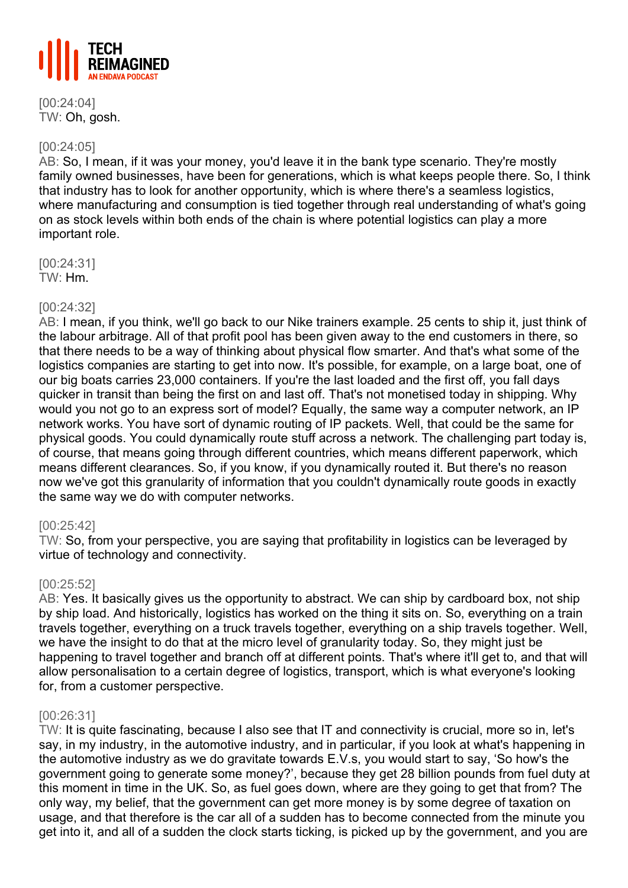[00:24:04]
TW: Oh, gosh.

[00:24:05]
AB: So, I mean, if it was your money, you'd leave it in the bank type scenario. They're mostly family owned businesses, have been for generations, which is what keeps people there. So, I think that industry has to look for another opportunity, which is where there's a seamless logistics, where manufacturing and consumption is tied together through real understanding of what's going on as stock levels within both ends of the chain is where potential logistics can play a more important role.

[00:24:31]
TW: Hm.

[00:24:32]
AB: I mean, if you think, we'll go back to our Nike trainers example. 25 cents to ship it, just think of the labour arbitrage. All of that profit pool has been given away to the end customers in there, so that there needs to be a way of thinking about physical flow smarter. And that's what some of the logistics companies are starting to get into now. It's possible, for example, on a large boat, one of our big boats carries 23,000 containers. If you're the last loaded and the first off, you fall days quicker in transit than being the first on and last off. That's not monetised today in shipping. Why would you not go to an express sort of model? Equally, the same way a computer network, an IP network works. You have sort of dynamic routing of IP packets. Well, that could be the same for physical goods. You could dynamically route stuff across a network. The challenging part today is, of course, that means going through different countries, which means different paperwork, which means different clearances. So, if you know, if you dynamically routed it. But there's no reason now we've got this granularity of information that you couldn't dynamically route goods in exactly the same way we do with computer networks.

[00:25:42]
TW: So, from your perspective, you are saying that profitability in logistics can be leveraged by virtue of technology and connectivity.

[00:25:52]
AB: Yes. It basically gives us the opportunity to abstract. We can ship by cardboard box, not ship by ship load. And historically, logistics has worked on the thing it sits on. So, everything on a train travels together, everything on a truck travels together, everything on a ship travels together. Well, we have the insight to do that at the micro level of granularity today. So, they might just be happening to travel together and branch off at different points. That's where it'll get to, and that will allow personalisation to a certain degree of logistics, transport, which is what everyone's looking for, from a customer perspective.

[00:26:31]
TW: It is quite fascinating, because I also see that IT and connectivity is crucial, more so in, let's say, in my industry, in the automotive industry, and in particular, if you look at what's happening in the automotive industry as we do gravitate towards E.V.s, you would start to say, 'So how's the government going to generate some money?', because they get 28 billion pounds from fuel duty at this moment in time in the UK. So, as fuel goes down, where are they going to get that from? The only way, my belief, that the government can get more money is by some degree of taxation on usage, and that therefore is the car all of a sudden has to become connected from the minute you get into it, and all of a sudden the clock starts ticking, is picked up by the government, and you are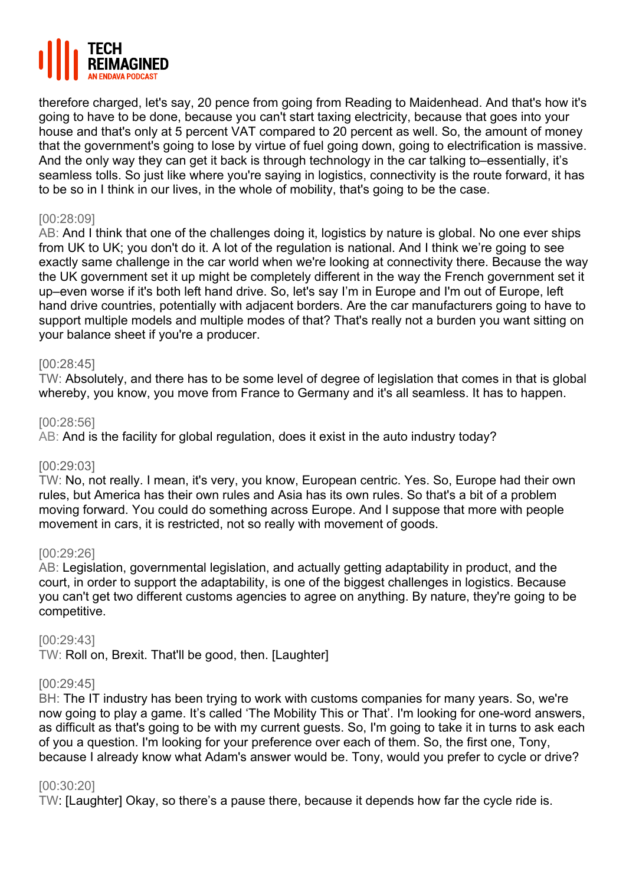therefore charged, let's say, 20 pence from going from Reading to Maidenhead. And that's how it's going to have to be done, because you can't start taxing electricity, because that goes into your house and that's only at 5 percent VAT compared to 20 percent as well. So, the amount of money that the government's going to lose by virtue of fuel going down, going to electrification is massive. And the only way they can get it back is through technology in the car talking to–essentially, it's seamless tolls. So just like where you're saying in logistics, connectivity is the route forward, it has to be so in I think in our lives, in the whole of mobility, that's going to be the case.

[00:28:09]
AB: And I think that one of the challenges doing it, logistics by nature is global. No one ever ships from UK to UK; you don't do it. A lot of the regulation is national. And I think we're going to see exactly same challenge in the car world when we're looking at connectivity there. Because the way the UK government set it up might be completely different in the way the French government set it up–even worse if it's both left hand drive. So, let's say I'm in Europe and I'm out of Europe, left hand drive countries, potentially with adjacent borders. Are the car manufacturers going to have to support multiple models and multiple modes of that? That's really not a burden you want sitting on your balance sheet if you're a producer.

[00:28:45]
TW: Absolutely, and there has to be some level of degree of legislation that comes in that is global whereby, you know, you move from France to Germany and it's all seamless. It has to happen.

[00:28:56]
AB: And is the facility for global regulation, does it exist in the auto industry today?

[00:29:03]
TW: No, not really. I mean, it's very, you know, European centric. Yes. So, Europe had their own rules, but America has their own rules and Asia has its own rules. So that's a bit of a problem moving forward. You could do something across Europe. And I suppose that more with people movement in cars, it is restricted, not so really with movement of goods.

[00:29:26]
AB: Legislation, governmental legislation, and actually getting adaptability in product, and the court, in order to support the adaptability, is one of the biggest challenges in logistics. Because you can't get two different customs agencies to agree on anything. By nature, they're going to be competitive.

[00:29:43]
TW: Roll on, Brexit. That'll be good, then. [Laughter]

[00:29:45]
BH: The IT industry has been trying to work with customs companies for many years. So, we're now going to play a game. It's called 'The Mobility This or That'. I'm looking for one-word answers, as difficult as that's going to be with my current guests. So, I'm going to take it in turns to ask each of you a question. I'm looking for your preference over each of them. So, the first one, Tony, because I already know what Adam's answer would be. Tony, would you prefer to cycle or drive?

[00:30:20]
TW: [Laughter] Okay, so there's a pause there, because it depends how far the cycle ride is.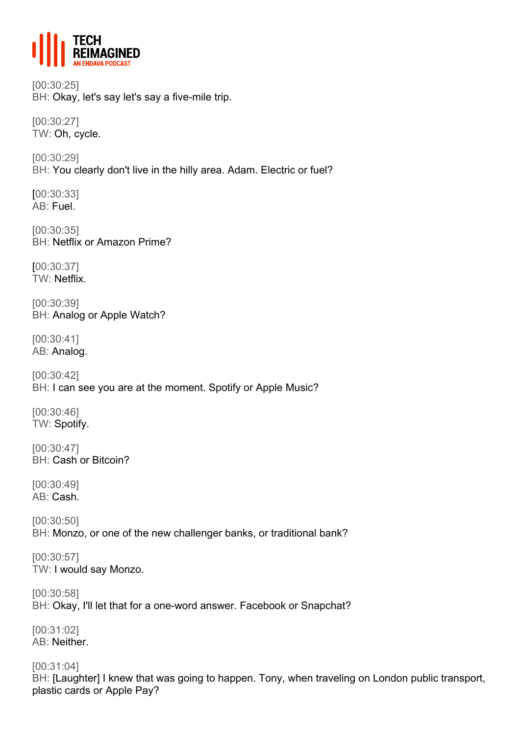[00:30:25]
BH: Okay, let's say let's say a five-mile trip.

[00:30:27]
TW: Oh, cycle.

[00:30:29]
BH: You clearly don't live in the hilly area. Adam. Electric or fuel?

[00:30:33]
AB: Fuel.

[00:30:35]
BH: Netflix or Amazon Prime?

[00:30:37]
TW: Netflix.

[00:30:39]
BH: Analog or Apple Watch?

[00:30:41]
AB: Analog.

[00:30:42]
BH: I can see you are at the moment. Spotify or Apple Music?

[00:30:46]
TW: Spotify.

[00:30:47]
BH: Cash or Bitcoin?

[00:30:49]
AB: Cash.

[00:30:50]
BH: Monzo, or one of the new challenger banks, or traditional bank?

[00:30:57]
TW: I would say Monzo.

[00:30:58]
BH: Okay, I'll let that for a one-word answer. Facebook or Snapchat?

[00:31:02]
AB: Neither.

[00:31:04]
BH: [Laughter] I knew that was going to happen. Tony, when traveling on London public transport, plastic cards or Apple Pay?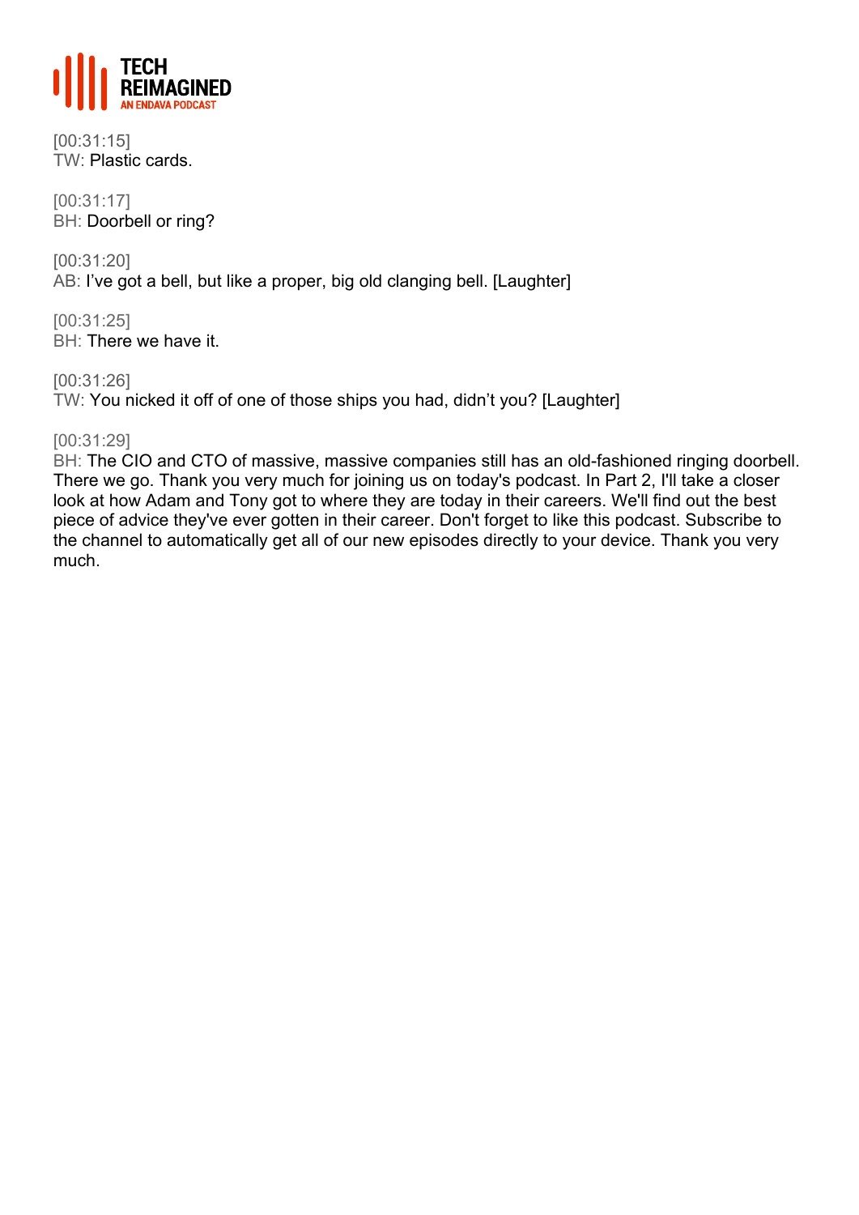[00:31:15]
TW: Plastic cards.

[00:31:17]
BH: Doorbell or ring?

[00:31:20]
AB: I've got a bell, but like a proper, big old clanging bell. [Laughter]

[00:31:25]
BH: There we have it.

[00:31:26]
TW: You nicked it off of one of those ships you had, didn't you? [Laughter]

[00:31:29]
BH: The CIO and CTO of massive, massive companies still has an old-fashioned ringing doorbell. There we go. Thank you very much for joining us on today's podcast. In Part 2, I'll take a closer look at how Adam and Tony got to where they are today in their careers. We'll find out the best piece of advice they've ever gotten in their career. Don't forget to like this podcast. Subscribe to the channel to automatically get all of our new episodes directly to your device. Thank you very much.